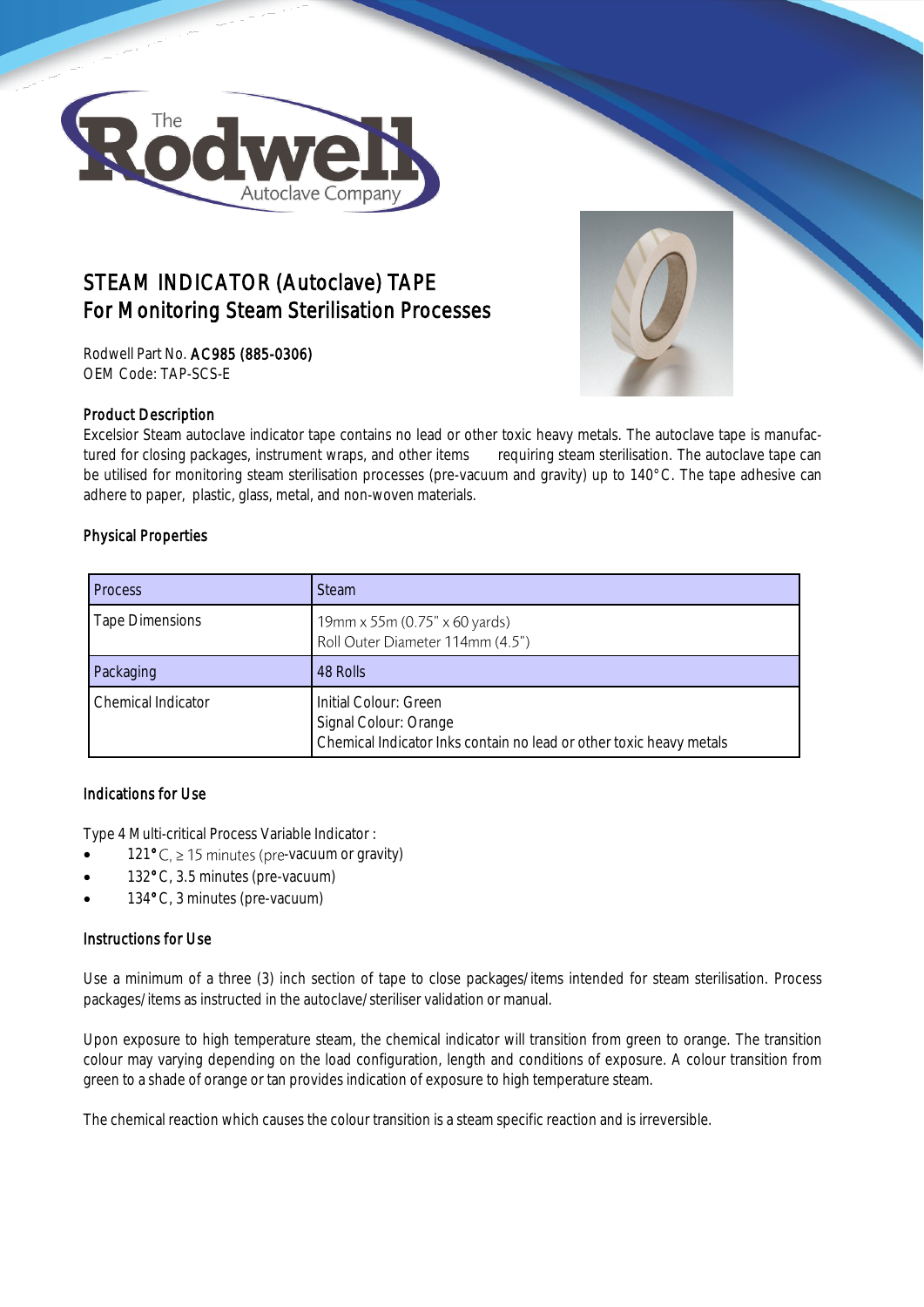# STEAM INDICATOR (Autoclave) TAPE
## For Monitoring Steam Sterilisation Processes

Rodwell Part No. **AC985 (885-0306)**
OEM Code: TAP-SCS-E

### Product Description

Excelsior Steam autoclave indicator tape contains no lead or other toxic heavy metals. The autoclave tape is manufactured for closing packages, instrument wraps, and other items requiring steam sterilisation. The autoclave tape can be utilised for monitoring steam sterilisation processes (pre-vacuum and gravity) up to 140°C. The tape adhesive can adhere to paper, plastic, glass, metal, and non-woven materials.

### Physical Properties

| Process | Steam |
|---|---|
| Tape Dimensions | 19mm x 55m (0.75" x 60 yards)<br>Roll Outer Diameter 114mm (4.5") |
| Packaging | 48 Rolls |
| Chemical Indicator | Initial Colour: Green<br>Signal Colour: Orange<br>Chemical Indicator Inks contain no lead or other toxic heavy metals |

### Indications for Use

Type 4 Multi-critical Process Variable Indicator :

- 121°C, ≥ 15 minutes (pre-vacuum or gravity)
- 132°C, 3.5 minutes (pre-vacuum)
- 134°C, 3 minutes (pre-vacuum)

### Instructions for Use

Use a minimum of a three (3) inch section of tape to close packages/items intended for steam sterilisation. Process packages/items as instructed in the autoclave/steriliser validation or manual.

Upon exposure to high temperature steam, the chemical indicator will transition from green to orange. The transition colour may varying depending on the load configuration, length and conditions of exposure. A colour transition from green to a shade of orange or tan provides indication of exposure to high temperature steam.

The chemical reaction which causes the colour transition is a steam specific reaction and is irreversible.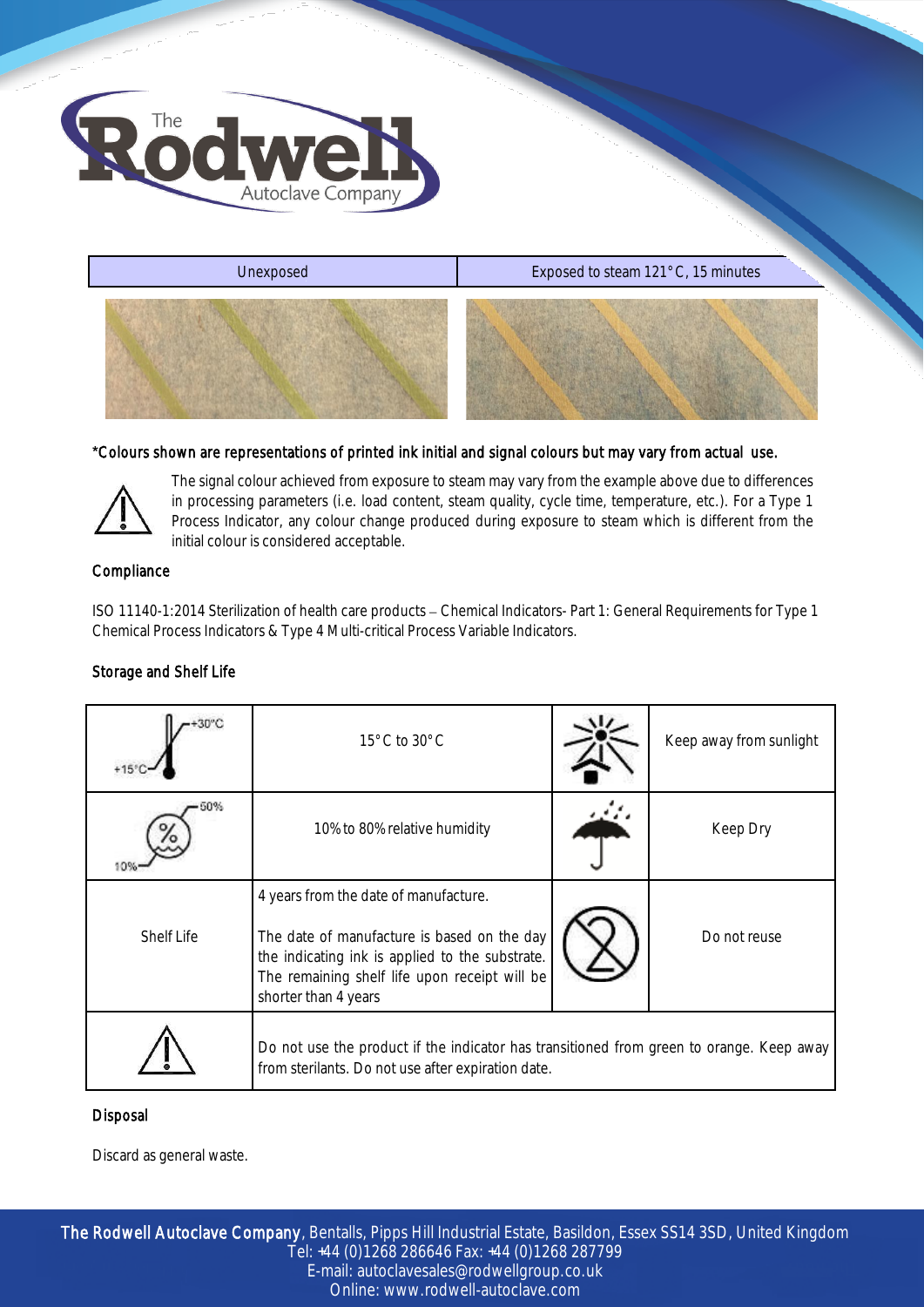| Unexposed | Exposed to steam 121°C, 15 minutes |
|---|---|

*Colours shown are representations of printed ink initial and signal colours but may vary from actual use.

The signal colour achieved from exposure to steam may vary from the example above due to differences in processing parameters (i.e. load content, steam quality, cycle time, temperature, etc.). For a Type 1 Process Indicator, any colour change produced during exposure to steam which is different from the initial colour is considered acceptable.

## Compliance

ISO 11140-1:2014 Sterilization of health care products – Chemical Indicators- Part 1: General Requirements for Type 1 Chemical Process Indicators & Type 4 Multi-critical Process Variable Indicators.

## Storage and Shelf Life

| | | | |
|---|---|---|---|
| +15°C / +30°C | 15°C to 30°C | | Keep away from sunlight |
| 10% / 80% | 10% to 80% relative humidity | | Keep Dry |
| Shelf Life | 4 years from the date of manufacture.<br><br>The date of manufacture is based on the day the indicating ink is applied to the substrate. The remaining shelf life upon receipt will be shorter than 4 years | | Do not reuse |
| | Do not use the product if the indicator has transitioned from green to orange. Keep away from sterilants. Do not use after expiration date. | | |

## Disposal

Discard as general waste.

**The Rodwell Autoclave Company**, Bentalls, Pipps Hill Industrial Estate, Basildon, Essex SS14 3SD, United Kingdom
Tel: +44 (0)1268 286646 Fax: +44 (0)1268 287799
E-mail: autoclavesales@rodwellgroup.co.uk
Online: www.rodwell-autoclave.com